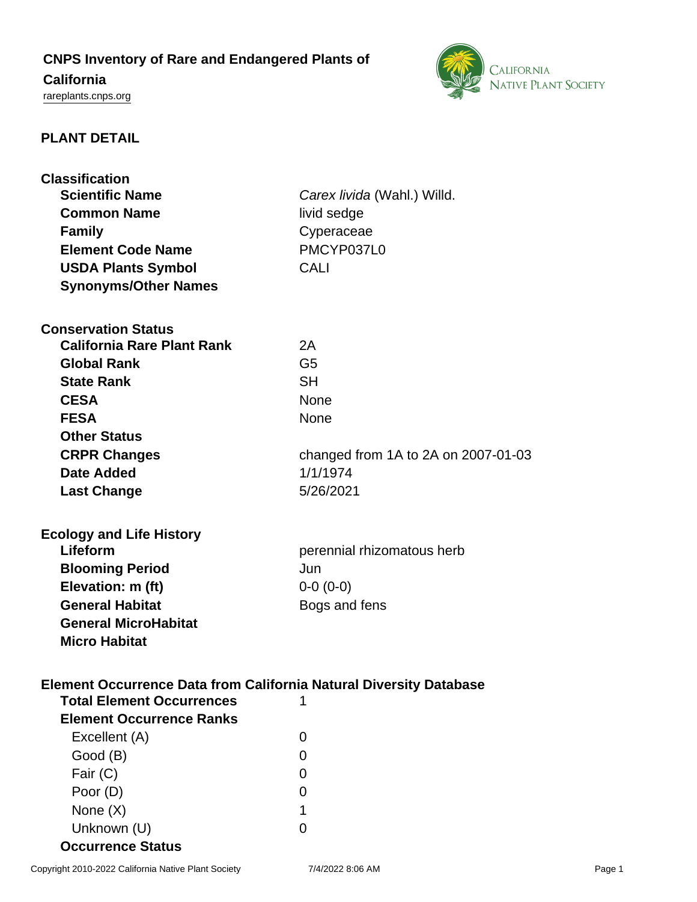# CNPS Inventory of Rare and Endangered Plants of California

rareplants.cnps.org

## PLANT DETAIL

### Classification

| | |
|---|---|
| **Scientific Name** | *Carex livida* (Wahl.) Willd. |
| **Common Name** | livid sedge |
| **Family** | Cyperaceae |
| **Element Code Name** | PMCYP037L0 |
| **USDA Plants Symbol** | CALI |
| **Synonyms/Other Names** | |

### Conservation Status

| | |
|---|---|
| **California Rare Plant Rank** | 2A |
| **Global Rank** | G5 |
| **State Rank** | SH |
| **CESA** | None |
| **FESA** | None |
| **Other Status** | |
| **CRPR Changes** | changed from 1A to 2A on 2007-01-03 |
| **Date Added** | 1/1/1974 |
| **Last Change** | 5/26/2021 |

### Ecology and Life History

| | |
|---|---|
| **Lifeform** | perennial rhizomatous herb |
| **Blooming Period** | Jun |
| **Elevation: m (ft)** | 0-0 (0-0) |
| **General Habitat** | Bogs and fens |
| **General MicroHabitat** | |
| **Micro Habitat** | |

### Element Occurrence Data from California Natural Diversity Database

| | |
|---|---|
| **Total Element Occurrences** | 1 |
| **Element Occurrence Ranks** | |
| Excellent (A) | 0 |
| Good (B) | 0 |
| Fair (C) | 0 |
| Poor (D) | 0 |
| None (X) | 1 |
| Unknown (U) | 0 |
| **Occurrence Status** | |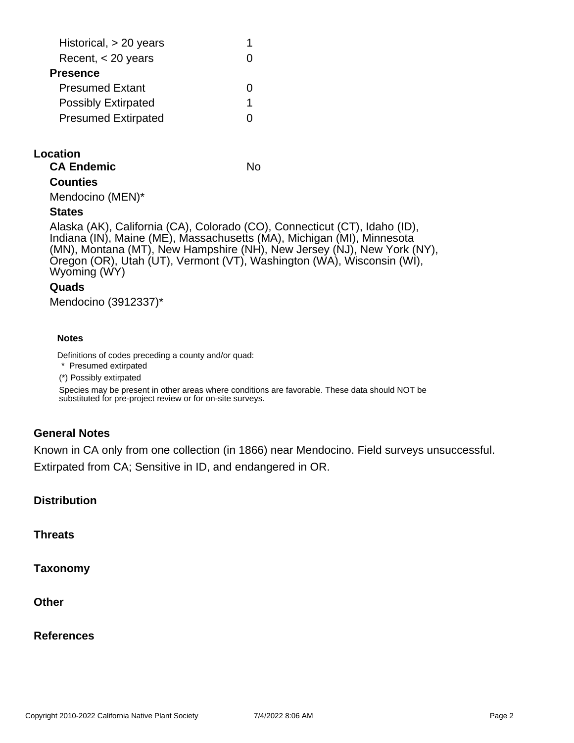| | |
|---|---|
| Historical, > 20 years | 1 |
| Recent, < 20 years | 0 |
| **Presence** | |
| Presumed Extant | 0 |
| Possibly Extirpated | 1 |
| Presumed Extirpated | 0 |

## Location

**CA Endemic** No

### Counties

Mendocino (MEN)*

### States

Alaska (AK), California (CA), Colorado (CO), Connecticut (CT), Idaho (ID), Indiana (IN), Maine (ME), Massachusetts (MA), Michigan (MI), Minnesota (MN), Montana (MT), New Hampshire (NH), New Jersey (NJ), New York (NY), Oregon (OR), Utah (UT), Vermont (VT), Washington (WA), Wisconsin (WI), Wyoming (WY)

### Quads

Mendocino (3912337)*

#### Notes

Definitions of codes preceding a county and/or quad:

* Presumed extirpated

(*) Possibly extirpated

Species may be present in other areas where conditions are favorable. These data should NOT be substituted for pre-project review or for on-site surveys.

## General Notes

Known in CA only from one collection (in 1866) near Mendocino. Field surveys unsuccessful. Extirpated from CA; Sensitive in ID, and endangered in OR.

## Distribution

## Threats

## Taxonomy

## Other

## References